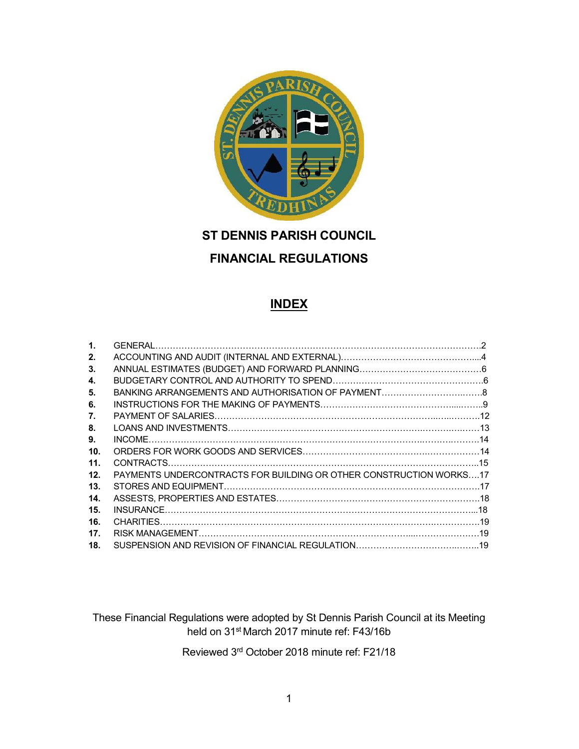# ST DENNIS PARISH COUNCIL

# FINANCIAL REGULATIONS

## INDEX

| | | |
|---|---|---|
| **1.** | GENERAL | 2 |
| **2.** | ACCOUNTING AND AUDIT (INTERNAL AND EXTERNAL) | 4 |
| **3.** | ANNUAL ESTIMATES (BUDGET) AND FORWARD PLANNING | 6 |
| **4.** | BUDGETARY CONTROL AND AUTHORITY TO SPEND | 6 |
| **5.** | BANKING ARRANGEMENTS AND AUTHORISATION OF PAYMENT | 8 |
| **6.** | INSTRUCTIONS FOR THE MAKING OF PAYMENTS | 9 |
| **7.** | PAYMENT OF SALARIES | 12 |
| **8.** | LOANS AND INVESTMENTS | 13 |
| **9.** | INCOME | 14 |
| **10.** | ORDERS FOR WORK GOODS AND SERVICES | 14 |
| **11.** | CONTRACTS | 15 |
| **12.** | PAYMENTS UNDERCONTRACTS FOR BUILDING OR OTHER CONSTRUCTION WORKS | 17 |
| **13.** | STORES AND EQUIPMENT | 17 |
| **14.** | ASSESTS, PROPERTIES AND ESTATES | 18 |
| **15.** | INSURANCE | 18 |
| **16.** | CHARITIES | 19 |
| **17.** | RISK MANAGEMENT | 19 |
| **18.** | SUSPENSION AND REVISION OF FINANCIAL REGULATION | 19 |

These Financial Regulations were adopted by St Dennis Parish Council at its Meeting held on 31st March 2017 minute ref: F43/16b

Reviewed 3rd October 2018 minute ref: F21/18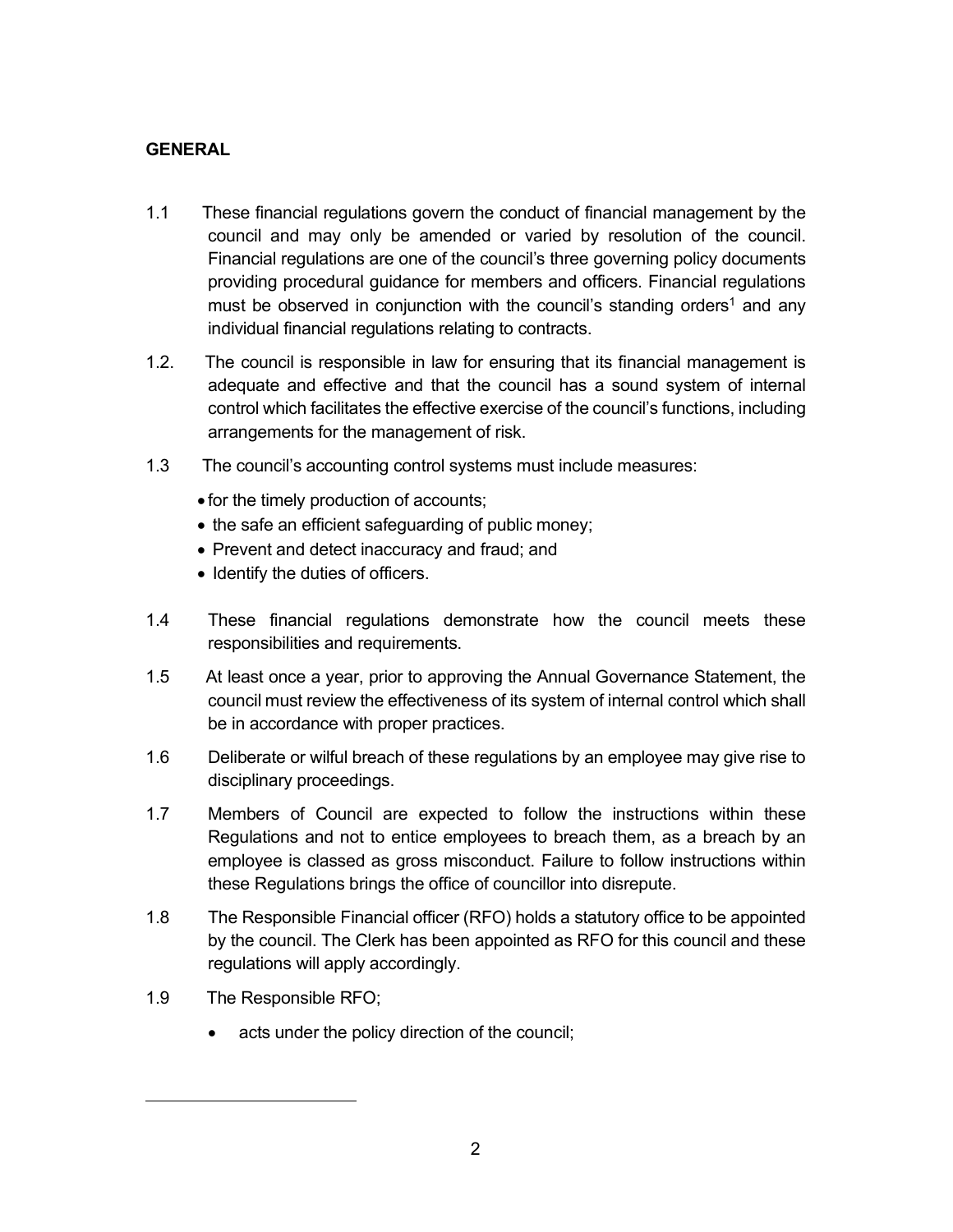## GENERAL

1.1 These financial regulations govern the conduct of financial management by the council and may only be amended or varied by resolution of the council. Financial regulations are one of the council's three governing policy documents providing procedural guidance for members and officers. Financial regulations must be observed in conjunction with the council's standing orders[1] and any individual financial regulations relating to contracts.

1.2. The council is responsible in law for ensuring that its financial management is adequate and effective and that the council has a sound system of internal control which facilitates the effective exercise of the council's functions, including arrangements for the management of risk.

1.3 The council's accounting control systems must include measures:

- for the timely production of accounts;
- the safe an efficient safeguarding of public money;
- Prevent and detect inaccuracy and fraud; and
- Identify the duties of officers.

1.4 These financial regulations demonstrate how the council meets these responsibilities and requirements.

1.5 At least once a year, prior to approving the Annual Governance Statement, the council must review the effectiveness of its system of internal control which shall be in accordance with proper practices.

1.6 Deliberate or wilful breach of these regulations by an employee may give rise to disciplinary proceedings.

1.7 Members of Council are expected to follow the instructions within these Regulations and not to entice employees to breach them, as a breach by an employee is classed as gross misconduct. Failure to follow instructions within these Regulations brings the office of councillor into disrepute.

1.8 The Responsible Financial officer (RFO) holds a statutory office to be appointed by the council. The Clerk has been appointed as RFO for this council and these regulations will apply accordingly.

1.9 The Responsible RFO;

- acts under the policy direction of the council;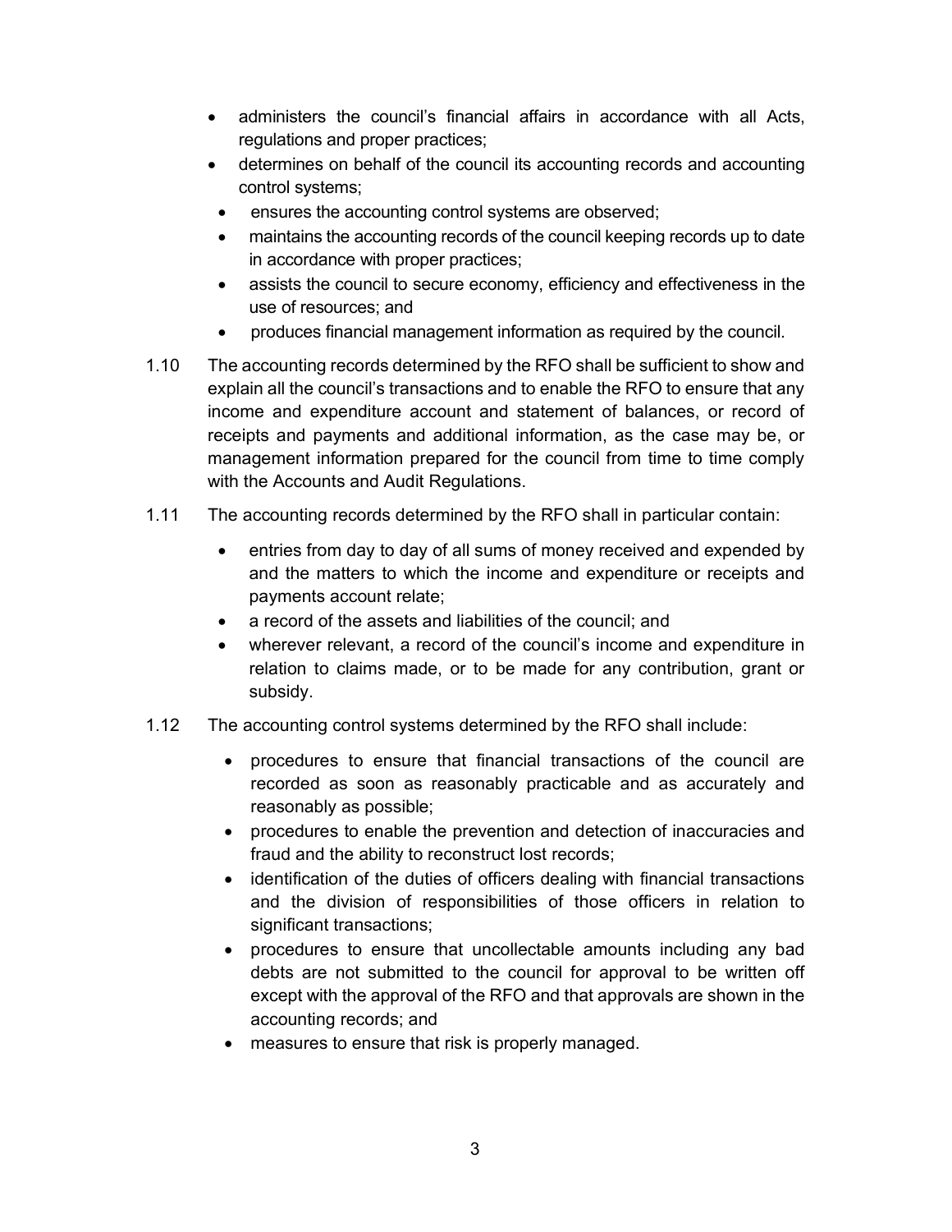- administers the council's financial affairs in accordance with all Acts, regulations and proper practices;
- determines on behalf of the council its accounting records and accounting control systems;
- ensures the accounting control systems are observed;
- maintains the accounting records of the council keeping records up to date in accordance with proper practices;
- assists the council to secure economy, efficiency and effectiveness in the use of resources; and
- produces financial management information as required by the council.

1.10 The accounting records determined by the RFO shall be sufficient to show and explain all the council's transactions and to enable the RFO to ensure that any income and expenditure account and statement of balances, or record of receipts and payments and additional information, as the case may be, or management information prepared for the council from time to time comply with the Accounts and Audit Regulations.

1.11 The accounting records determined by the RFO shall in particular contain:

- entries from day to day of all sums of money received and expended by and the matters to which the income and expenditure or receipts and payments account relate;
- a record of the assets and liabilities of the council; and
- wherever relevant, a record of the council's income and expenditure in relation to claims made, or to be made for any contribution, grant or subsidy.

1.12 The accounting control systems determined by the RFO shall include:

- procedures to ensure that financial transactions of the council are recorded as soon as reasonably practicable and as accurately and reasonably as possible;
- procedures to enable the prevention and detection of inaccuracies and fraud and the ability to reconstruct lost records;
- identification of the duties of officers dealing with financial transactions and the division of responsibilities of those officers in relation to significant transactions;
- procedures to ensure that uncollectable amounts including any bad debts are not submitted to the council for approval to be written off except with the approval of the RFO and that approvals are shown in the accounting records; and
- measures to ensure that risk is properly managed.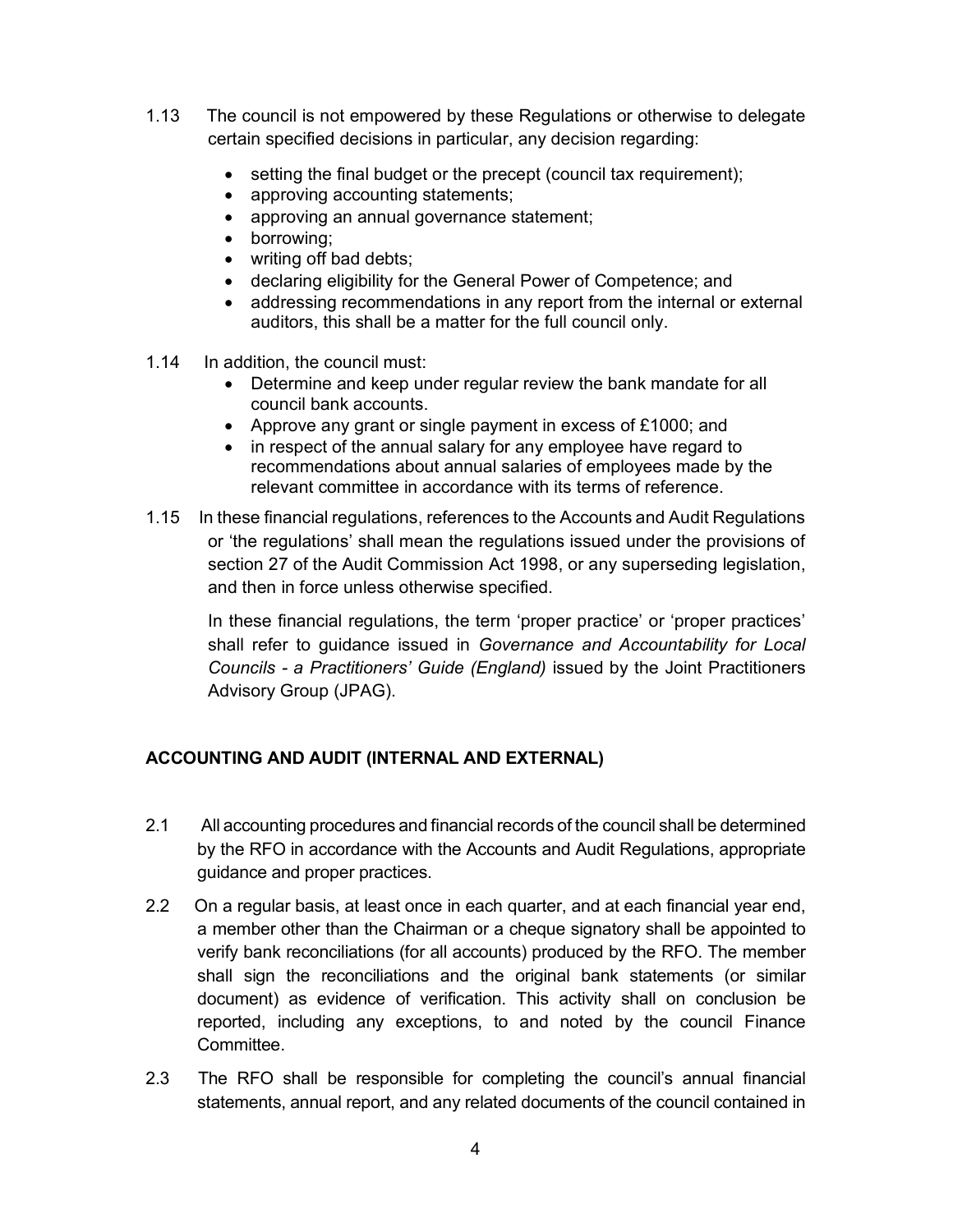1.13 The council is not empowered by these Regulations or otherwise to delegate certain specified decisions in particular, any decision regarding:

- setting the final budget or the precept (council tax requirement);
- approving accounting statements;
- approving an annual governance statement;
- borrowing;
- writing off bad debts;
- declaring eligibility for the General Power of Competence; and
- addressing recommendations in any report from the internal or external auditors, this shall be a matter for the full council only.

1.14 In addition, the council must:

- Determine and keep under regular review the bank mandate for all council bank accounts.
- Approve any grant or single payment in excess of £1000; and
- in respect of the annual salary for any employee have regard to recommendations about annual salaries of employees made by the relevant committee in accordance with its terms of reference.

1.15 In these financial regulations, references to the Accounts and Audit Regulations or 'the regulations' shall mean the regulations issued under the provisions of section 27 of the Audit Commission Act 1998, or any superseding legislation, and then in force unless otherwise specified.

In these financial regulations, the term 'proper practice' or 'proper practices' shall refer to guidance issued in *Governance and Accountability for Local Councils - a Practitioners' Guide (England)* issued by the Joint Practitioners Advisory Group (JPAG).

## ACCOUNTING AND AUDIT (INTERNAL AND EXTERNAL)

2.1 All accounting procedures and financial records of the council shall be determined by the RFO in accordance with the Accounts and Audit Regulations, appropriate guidance and proper practices.

2.2 On a regular basis, at least once in each quarter, and at each financial year end, a member other than the Chairman or a cheque signatory shall be appointed to verify bank reconciliations (for all accounts) produced by the RFO. The member shall sign the reconciliations and the original bank statements (or similar document) as evidence of verification. This activity shall on conclusion be reported, including any exceptions, to and noted by the council Finance Committee.

2.3 The RFO shall be responsible for completing the council's annual financial statements, annual report, and any related documents of the council contained in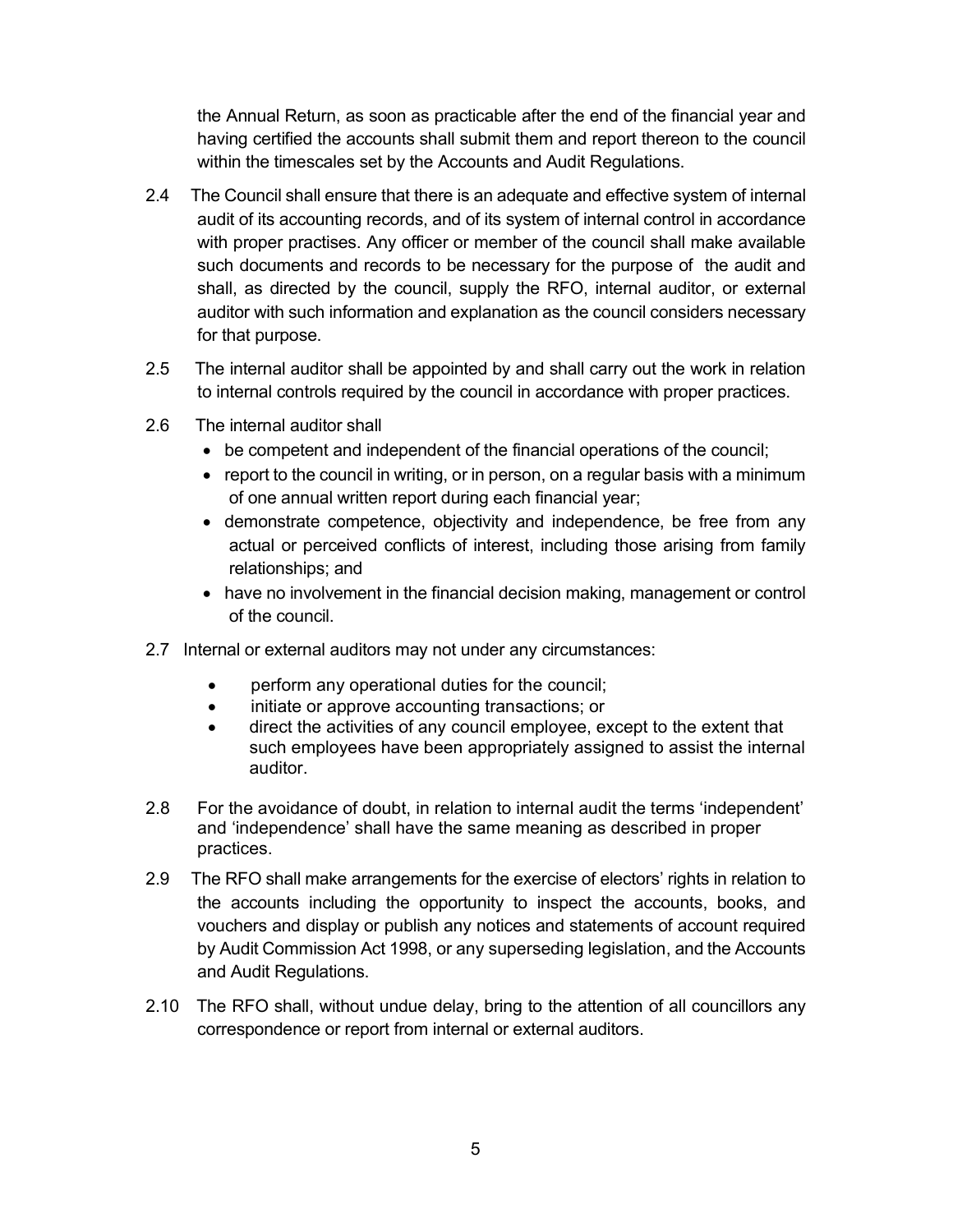the Annual Return, as soon as practicable after the end of the financial year and having certified the accounts shall submit them and report thereon to the council within the timescales set by the Accounts and Audit Regulations.

2.4 The Council shall ensure that there is an adequate and effective system of internal audit of its accounting records, and of its system of internal control in accordance with proper practises. Any officer or member of the council shall make available such documents and records to be necessary for the purpose of the audit and shall, as directed by the council, supply the RFO, internal auditor, or external auditor with such information and explanation as the council considers necessary for that purpose.

2.5 The internal auditor shall be appointed by and shall carry out the work in relation to internal controls required by the council in accordance with proper practices.

2.6 The internal auditor shall

- be competent and independent of the financial operations of the council;
- report to the council in writing, or in person, on a regular basis with a minimum of one annual written report during each financial year;
- demonstrate competence, objectivity and independence, be free from any actual or perceived conflicts of interest, including those arising from family relationships; and
- have no involvement in the financial decision making, management or control of the council.

2.7 Internal or external auditors may not under any circumstances:

- perform any operational duties for the council;
- initiate or approve accounting transactions; or
- direct the activities of any council employee, except to the extent that such employees have been appropriately assigned to assist the internal auditor.

2.8 For the avoidance of doubt, in relation to internal audit the terms 'independent' and 'independence' shall have the same meaning as described in proper practices.

2.9 The RFO shall make arrangements for the exercise of electors' rights in relation to the accounts including the opportunity to inspect the accounts, books, and vouchers and display or publish any notices and statements of account required by Audit Commission Act 1998, or any superseding legislation, and the Accounts and Audit Regulations.

2.10 The RFO shall, without undue delay, bring to the attention of all councillors any correspondence or report from internal or external auditors.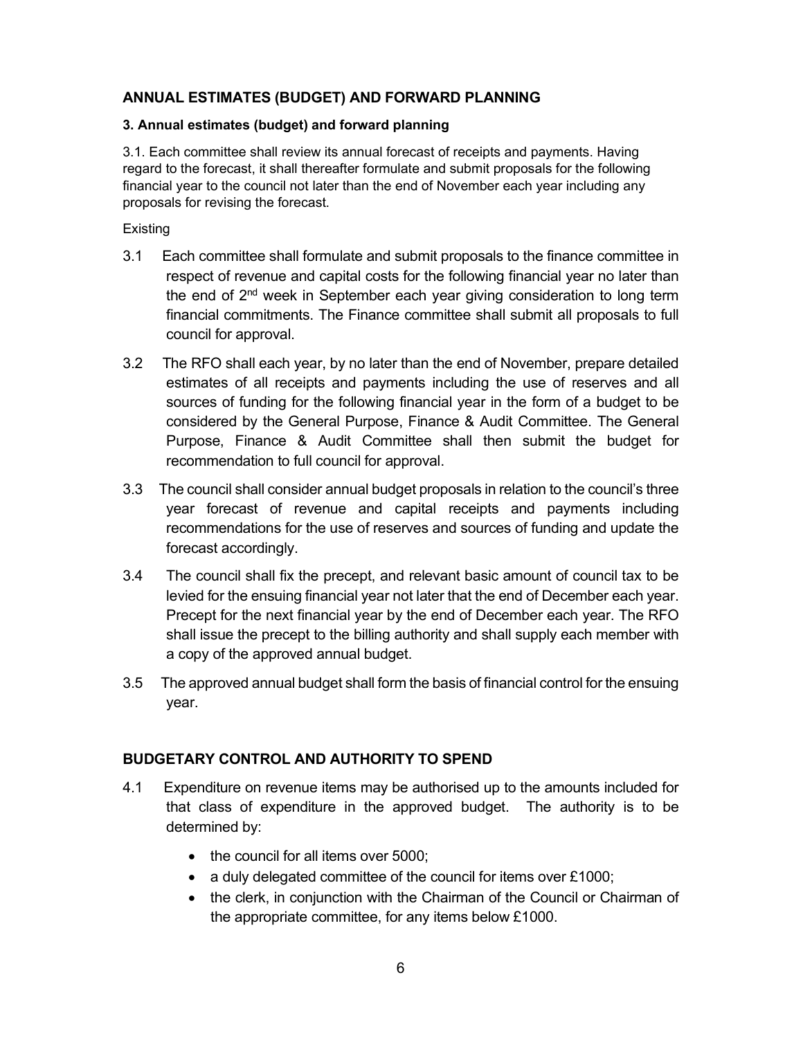## ANNUAL ESTIMATES (BUDGET) AND FORWARD PLANNING

**3. Annual estimates (budget) and forward planning**

3.1. Each committee shall review its annual forecast of receipts and payments. Having regard to the forecast, it shall thereafter formulate and submit proposals for the following financial year to the council not later than the end of November each year including any proposals for revising the forecast.

Existing

3.1 Each committee shall formulate and submit proposals to the finance committee in respect of revenue and capital costs for the following financial year no later than the end of 2nd week in September each year giving consideration to long term financial commitments. The Finance committee shall submit all proposals to full council for approval.

3.2 The RFO shall each year, by no later than the end of November, prepare detailed estimates of all receipts and payments including the use of reserves and all sources of funding for the following financial year in the form of a budget to be considered by the General Purpose, Finance & Audit Committee. The General Purpose, Finance & Audit Committee shall then submit the budget for recommendation to full council for approval.

3.3 The council shall consider annual budget proposals in relation to the council's three year forecast of revenue and capital receipts and payments including recommendations for the use of reserves and sources of funding and update the forecast accordingly.

3.4 The council shall fix the precept, and relevant basic amount of council tax to be levied for the ensuing financial year not later that the end of December each year. Precept for the next financial year by the end of December each year. The RFO shall issue the precept to the billing authority and shall supply each member with a copy of the approved annual budget.

3.5 The approved annual budget shall form the basis of financial control for the ensuing year.

## BUDGETARY CONTROL AND AUTHORITY TO SPEND

4.1 Expenditure on revenue items may be authorised up to the amounts included for that class of expenditure in the approved budget. The authority is to be determined by:

- the council for all items over 5000;
- a duly delegated committee of the council for items over £1000;
- the clerk, in conjunction with the Chairman of the Council or Chairman of the appropriate committee, for any items below £1000.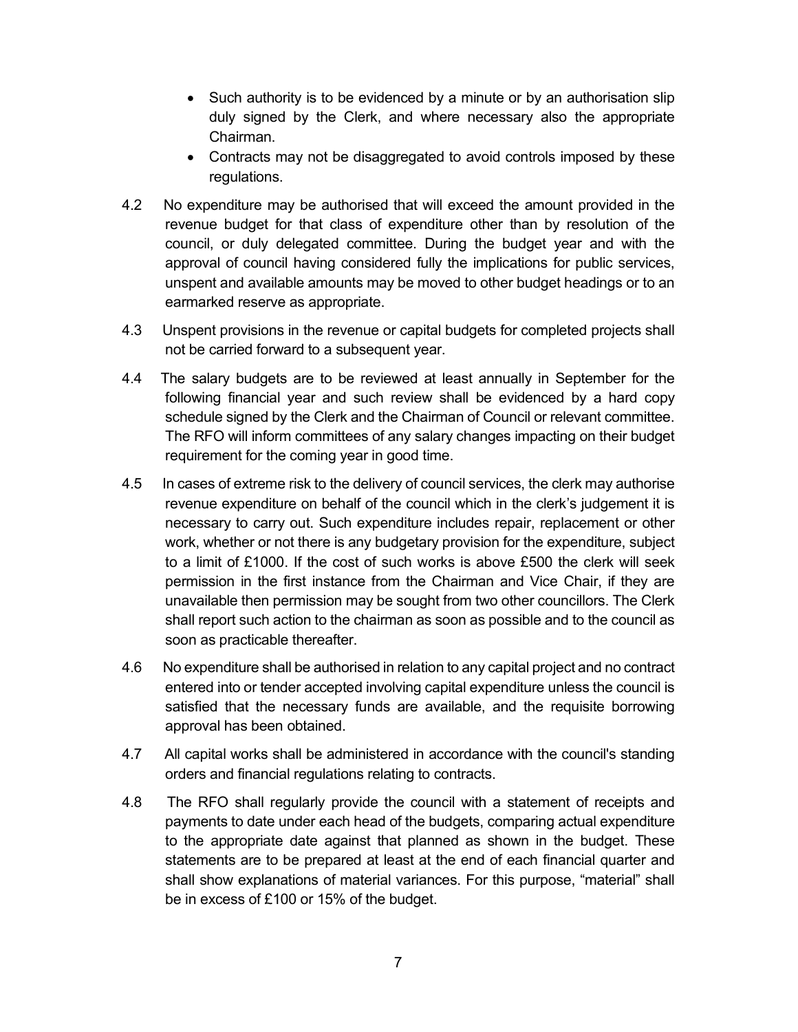- Such authority is to be evidenced by a minute or by an authorisation slip duly signed by the Clerk, and where necessary also the appropriate Chairman.
- Contracts may not be disaggregated to avoid controls imposed by these regulations.

4.2 No expenditure may be authorised that will exceed the amount provided in the revenue budget for that class of expenditure other than by resolution of the council, or duly delegated committee. During the budget year and with the approval of council having considered fully the implications for public services, unspent and available amounts may be moved to other budget headings or to an earmarked reserve as appropriate.

4.3 Unspent provisions in the revenue or capital budgets for completed projects shall not be carried forward to a subsequent year.

4.4 The salary budgets are to be reviewed at least annually in September for the following financial year and such review shall be evidenced by a hard copy schedule signed by the Clerk and the Chairman of Council or relevant committee. The RFO will inform committees of any salary changes impacting on their budget requirement for the coming year in good time.

4.5 In cases of extreme risk to the delivery of council services, the clerk may authorise revenue expenditure on behalf of the council which in the clerk's judgement it is necessary to carry out. Such expenditure includes repair, replacement or other work, whether or not there is any budgetary provision for the expenditure, subject to a limit of £1000. If the cost of such works is above £500 the clerk will seek permission in the first instance from the Chairman and Vice Chair, if they are unavailable then permission may be sought from two other councillors. The Clerk shall report such action to the chairman as soon as possible and to the council as soon as practicable thereafter.

4.6 No expenditure shall be authorised in relation to any capital project and no contract entered into or tender accepted involving capital expenditure unless the council is satisfied that the necessary funds are available, and the requisite borrowing approval has been obtained.

4.7 All capital works shall be administered in accordance with the council's standing orders and financial regulations relating to contracts.

4.8 The RFO shall regularly provide the council with a statement of receipts and payments to date under each head of the budgets, comparing actual expenditure to the appropriate date against that planned as shown in the budget. These statements are to be prepared at least at the end of each financial quarter and shall show explanations of material variances. For this purpose, "material" shall be in excess of £100 or 15% of the budget.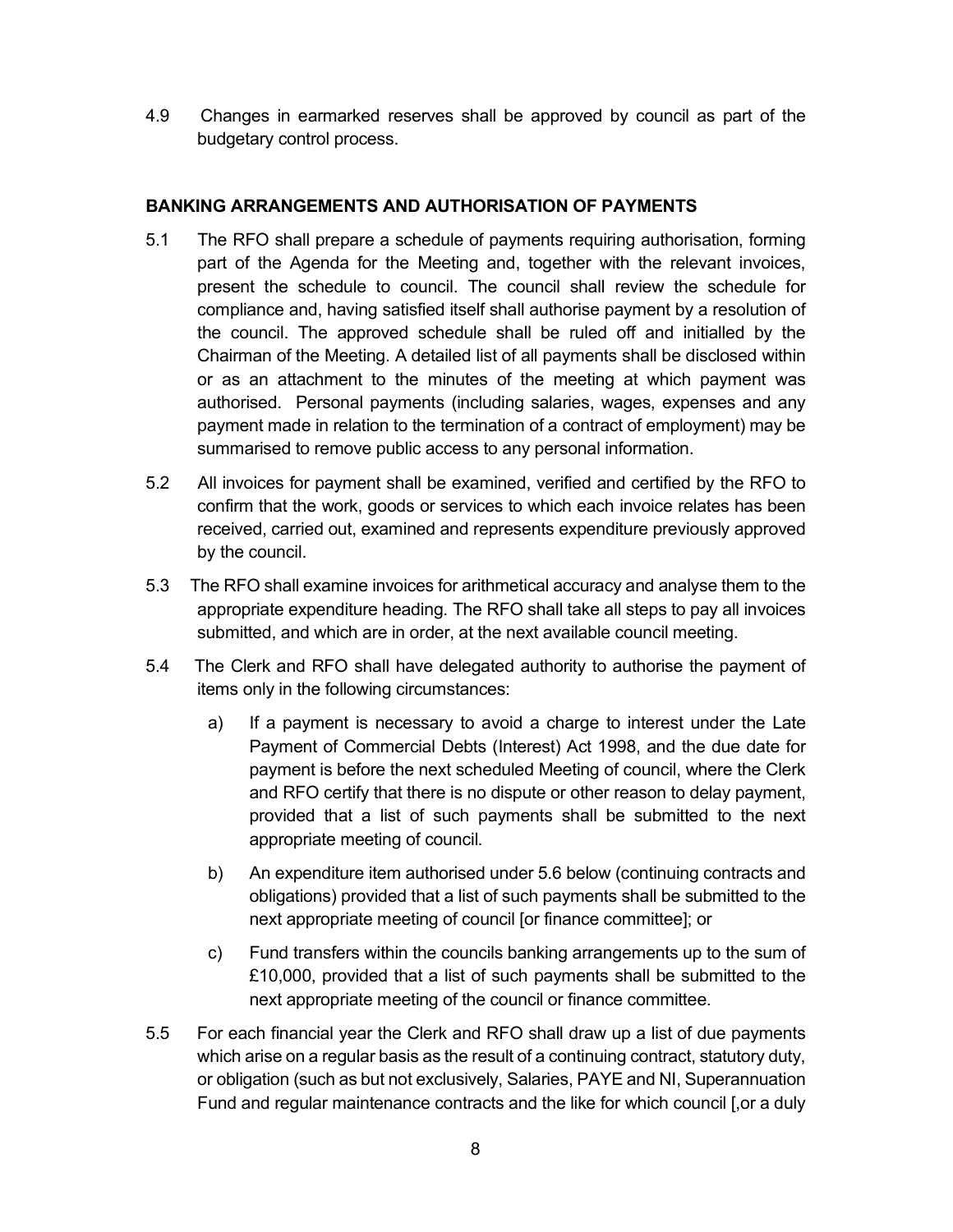4.9 Changes in earmarked reserves shall be approved by council as part of the budgetary control process.

**BANKING ARRANGEMENTS AND AUTHORISATION OF PAYMENTS**

5.1 The RFO shall prepare a schedule of payments requiring authorisation, forming part of the Agenda for the Meeting and, together with the relevant invoices, present the schedule to council. The council shall review the schedule for compliance and, having satisfied itself shall authorise payment by a resolution of the council. The approved schedule shall be ruled off and initialled by the Chairman of the Meeting. A detailed list of all payments shall be disclosed within or as an attachment to the minutes of the meeting at which payment was authorised. Personal payments (including salaries, wages, expenses and any payment made in relation to the termination of a contract of employment) may be summarised to remove public access to any personal information.

5.2 All invoices for payment shall be examined, verified and certified by the RFO to confirm that the work, goods or services to which each invoice relates has been received, carried out, examined and represents expenditure previously approved by the council.

5.3 The RFO shall examine invoices for arithmetical accuracy and analyse them to the appropriate expenditure heading. The RFO shall take all steps to pay all invoices submitted, and which are in order, at the next available council meeting.

5.4 The Clerk and RFO shall have delegated authority to authorise the payment of items only in the following circumstances:

a) If a payment is necessary to avoid a charge to interest under the Late Payment of Commercial Debts (Interest) Act 1998, and the due date for payment is before the next scheduled Meeting of council, where the Clerk and RFO certify that there is no dispute or other reason to delay payment, provided that a list of such payments shall be submitted to the next appropriate meeting of council.

b) An expenditure item authorised under 5.6 below (continuing contracts and obligations) provided that a list of such payments shall be submitted to the next appropriate meeting of council [or finance committee]; or

c) Fund transfers within the councils banking arrangements up to the sum of £10,000, provided that a list of such payments shall be submitted to the next appropriate meeting of the council or finance committee.

5.5 For each financial year the Clerk and RFO shall draw up a list of due payments which arise on a regular basis as the result of a continuing contract, statutory duty, or obligation (such as but not exclusively, Salaries, PAYE and NI, Superannuation Fund and regular maintenance contracts and the like for which council [,or a duly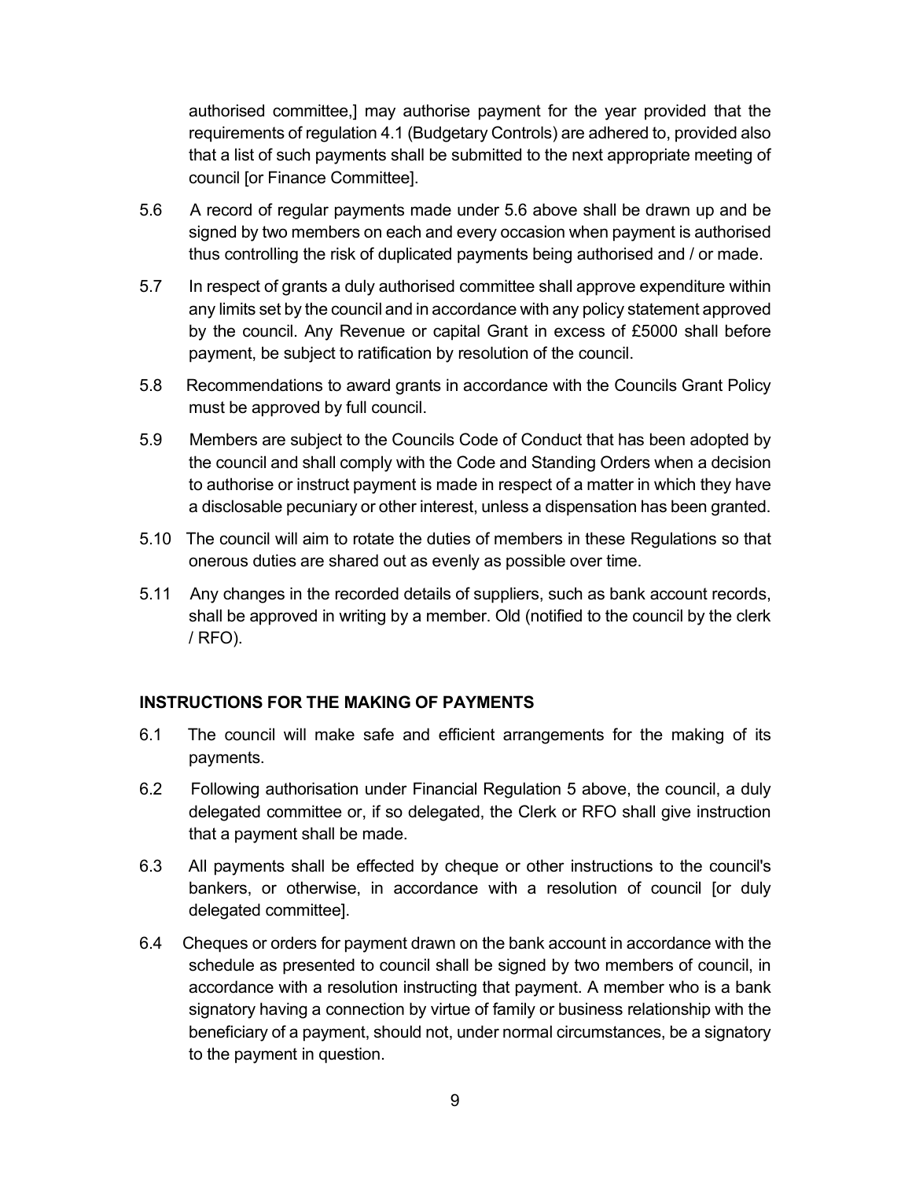authorised committee,] may authorise payment for the year provided that the requirements of regulation 4.1 (Budgetary Controls) are adhered to, provided also that a list of such payments shall be submitted to the next appropriate meeting of council [or Finance Committee].

5.6 A record of regular payments made under 5.6 above shall be drawn up and be signed by two members on each and every occasion when payment is authorised thus controlling the risk of duplicated payments being authorised and / or made.

5.7 In respect of grants a duly authorised committee shall approve expenditure within any limits set by the council and in accordance with any policy statement approved by the council. Any Revenue or capital Grant in excess of £5000 shall before payment, be subject to ratification by resolution of the council.

5.8 Recommendations to award grants in accordance with the Councils Grant Policy must be approved by full council.

5.9 Members are subject to the Councils Code of Conduct that has been adopted by the council and shall comply with the Code and Standing Orders when a decision to authorise or instruct payment is made in respect of a matter in which they have a disclosable pecuniary or other interest, unless a dispensation has been granted.

5.10 The council will aim to rotate the duties of members in these Regulations so that onerous duties are shared out as evenly as possible over time.

5.11 Any changes in the recorded details of suppliers, such as bank account records, shall be approved in writing by a member. Old (notified to the council by the clerk / RFO).

**INSTRUCTIONS FOR THE MAKING OF PAYMENTS**

6.1 The council will make safe and efficient arrangements for the making of its payments.

6.2 Following authorisation under Financial Regulation 5 above, the council, a duly delegated committee or, if so delegated, the Clerk or RFO shall give instruction that a payment shall be made.

6.3 All payments shall be effected by cheque or other instructions to the council's bankers, or otherwise, in accordance with a resolution of council [or duly delegated committee].

6.4 Cheques or orders for payment drawn on the bank account in accordance with the schedule as presented to council shall be signed by two members of council, in accordance with a resolution instructing that payment. A member who is a bank signatory having a connection by virtue of family or business relationship with the beneficiary of a payment, should not, under normal circumstances, be a signatory to the payment in question.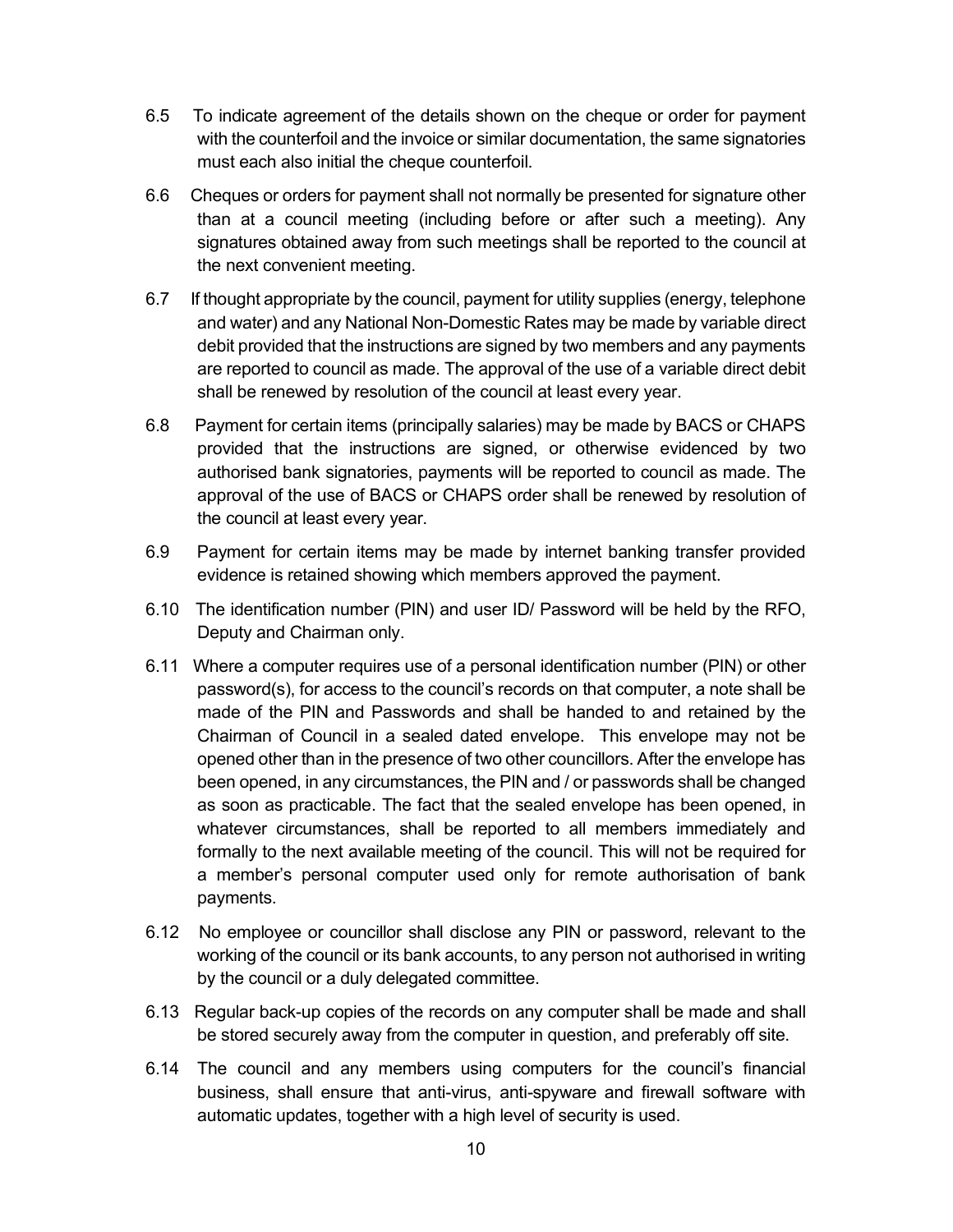6.5 To indicate agreement of the details shown on the cheque or order for payment with the counterfoil and the invoice or similar documentation, the same signatories must each also initial the cheque counterfoil.

6.6 Cheques or orders for payment shall not normally be presented for signature other than at a council meeting (including before or after such a meeting). Any signatures obtained away from such meetings shall be reported to the council at the next convenient meeting.

6.7 If thought appropriate by the council, payment for utility supplies (energy, telephone and water) and any National Non-Domestic Rates may be made by variable direct debit provided that the instructions are signed by two members and any payments are reported to council as made. The approval of the use of a variable direct debit shall be renewed by resolution of the council at least every year.

6.8 Payment for certain items (principally salaries) may be made by BACS or CHAPS provided that the instructions are signed, or otherwise evidenced by two authorised bank signatories, payments will be reported to council as made. The approval of the use of BACS or CHAPS order shall be renewed by resolution of the council at least every year.

6.9 Payment for certain items may be made by internet banking transfer provided evidence is retained showing which members approved the payment.

6.10 The identification number (PIN) and user ID/ Password will be held by the RFO, Deputy and Chairman only.

6.11 Where a computer requires use of a personal identification number (PIN) or other password(s), for access to the council's records on that computer, a note shall be made of the PIN and Passwords and shall be handed to and retained by the Chairman of Council in a sealed dated envelope. This envelope may not be opened other than in the presence of two other councillors. After the envelope has been opened, in any circumstances, the PIN and / or passwords shall be changed as soon as practicable. The fact that the sealed envelope has been opened, in whatever circumstances, shall be reported to all members immediately and formally to the next available meeting of the council. This will not be required for a member's personal computer used only for remote authorisation of bank payments.

6.12 No employee or councillor shall disclose any PIN or password, relevant to the working of the council or its bank accounts, to any person not authorised in writing by the council or a duly delegated committee.

6.13 Regular back-up copies of the records on any computer shall be made and shall be stored securely away from the computer in question, and preferably off site.

6.14 The council and any members using computers for the council's financial business, shall ensure that anti-virus, anti-spyware and firewall software with automatic updates, together with a high level of security is used.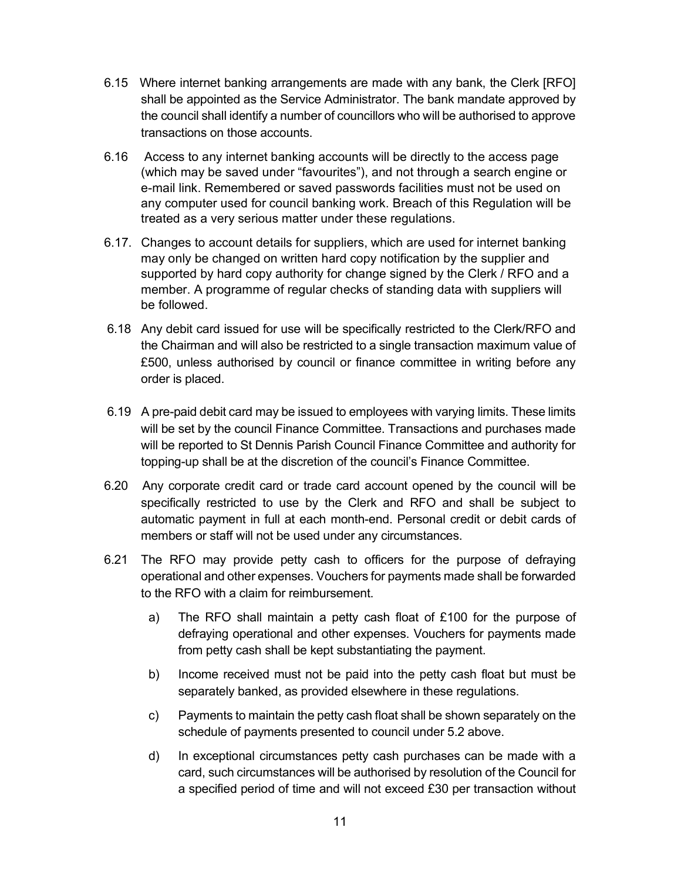6.15 Where internet banking arrangements are made with any bank, the Clerk [RFO] shall be appointed as the Service Administrator. The bank mandate approved by the council shall identify a number of councillors who will be authorised to approve transactions on those accounts.

6.16 Access to any internet banking accounts will be directly to the access page (which may be saved under "favourites"), and not through a search engine or e-mail link. Remembered or saved passwords facilities must not be used on any computer used for council banking work. Breach of this Regulation will be treated as a very serious matter under these regulations.

6.17. Changes to account details for suppliers, which are used for internet banking may only be changed on written hard copy notification by the supplier and supported by hard copy authority for change signed by the Clerk / RFO and a member. A programme of regular checks of standing data with suppliers will be followed.

6.18 Any debit card issued for use will be specifically restricted to the Clerk/RFO and the Chairman and will also be restricted to a single transaction maximum value of £500, unless authorised by council or finance committee in writing before any order is placed.

6.19 A pre-paid debit card may be issued to employees with varying limits. These limits will be set by the council Finance Committee. Transactions and purchases made will be reported to St Dennis Parish Council Finance Committee and authority for topping-up shall be at the discretion of the council's Finance Committee.

6.20 Any corporate credit card or trade card account opened by the council will be specifically restricted to use by the Clerk and RFO and shall be subject to automatic payment in full at each month-end. Personal credit or debit cards of members or staff will not be used under any circumstances.

6.21 The RFO may provide petty cash to officers for the purpose of defraying operational and other expenses. Vouchers for payments made shall be forwarded to the RFO with a claim for reimbursement.

a) The RFO shall maintain a petty cash float of £100 for the purpose of defraying operational and other expenses. Vouchers for payments made from petty cash shall be kept substantiating the payment.

b) Income received must not be paid into the petty cash float but must be separately banked, as provided elsewhere in these regulations.

c) Payments to maintain the petty cash float shall be shown separately on the schedule of payments presented to council under 5.2 above.

d) In exceptional circumstances petty cash purchases can be made with a card, such circumstances will be authorised by resolution of the Council for a specified period of time and will not exceed £30 per transaction without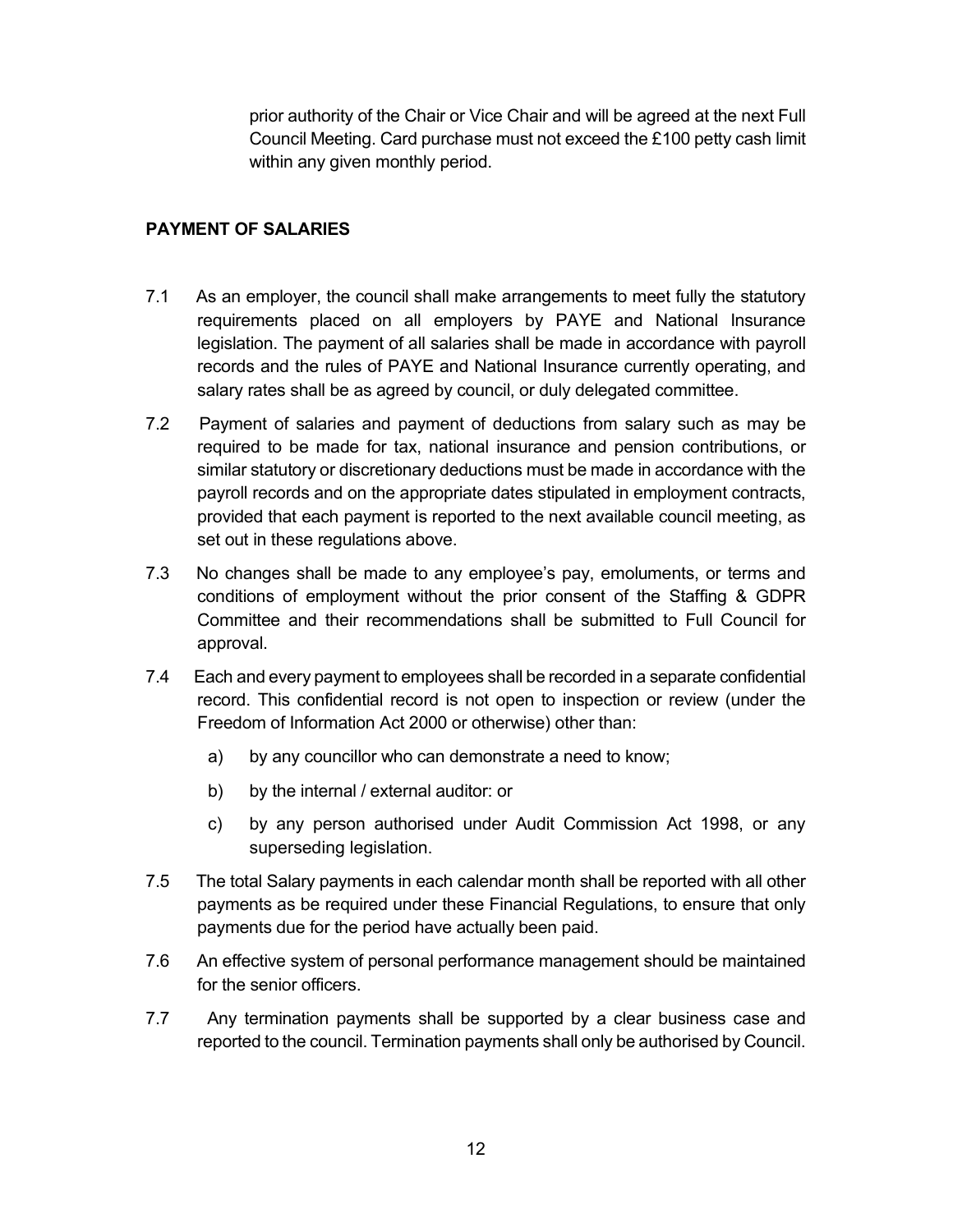prior authority of the Chair or Vice Chair and will be agreed at the next Full Council Meeting. Card purchase must not exceed the £100 petty cash limit within any given monthly period.

## PAYMENT OF SALARIES

7.1 As an employer, the council shall make arrangements to meet fully the statutory requirements placed on all employers by PAYE and National Insurance legislation. The payment of all salaries shall be made in accordance with payroll records and the rules of PAYE and National Insurance currently operating, and salary rates shall be as agreed by council, or duly delegated committee.

7.2 Payment of salaries and payment of deductions from salary such as may be required to be made for tax, national insurance and pension contributions, or similar statutory or discretionary deductions must be made in accordance with the payroll records and on the appropriate dates stipulated in employment contracts, provided that each payment is reported to the next available council meeting, as set out in these regulations above.

7.3 No changes shall be made to any employee's pay, emoluments, or terms and conditions of employment without the prior consent of the Staffing & GDPR Committee and their recommendations shall be submitted to Full Council for approval.

7.4 Each and every payment to employees shall be recorded in a separate confidential record. This confidential record is not open to inspection or review (under the Freedom of Information Act 2000 or otherwise) other than:

- a) by any councillor who can demonstrate a need to know;
- b) by the internal / external auditor: or
- c) by any person authorised under Audit Commission Act 1998, or any superseding legislation.

7.5 The total Salary payments in each calendar month shall be reported with all other payments as be required under these Financial Regulations, to ensure that only payments due for the period have actually been paid.

7.6 An effective system of personal performance management should be maintained for the senior officers.

7.7 Any termination payments shall be supported by a clear business case and reported to the council. Termination payments shall only be authorised by Council.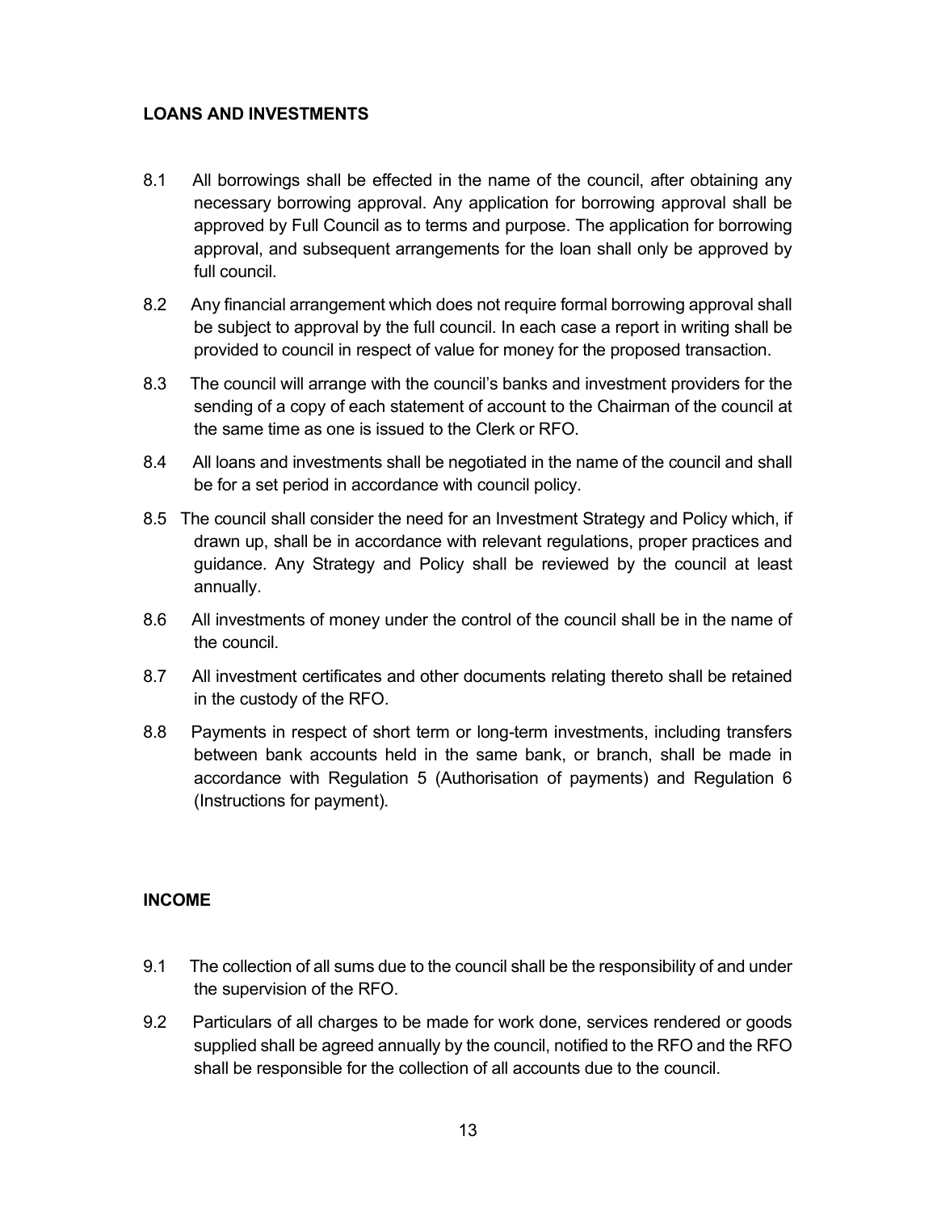## LOANS AND INVESTMENTS

8.1 All borrowings shall be effected in the name of the council, after obtaining any necessary borrowing approval. Any application for borrowing approval shall be approved by Full Council as to terms and purpose. The application for borrowing approval, and subsequent arrangements for the loan shall only be approved by full council.

8.2 Any financial arrangement which does not require formal borrowing approval shall be subject to approval by the full council. In each case a report in writing shall be provided to council in respect of value for money for the proposed transaction.

8.3 The council will arrange with the council's banks and investment providers for the sending of a copy of each statement of account to the Chairman of the council at the same time as one is issued to the Clerk or RFO.

8.4 All loans and investments shall be negotiated in the name of the council and shall be for a set period in accordance with council policy.

8.5 The council shall consider the need for an Investment Strategy and Policy which, if drawn up, shall be in accordance with relevant regulations, proper practices and guidance. Any Strategy and Policy shall be reviewed by the council at least annually.

8.6 All investments of money under the control of the council shall be in the name of the council.

8.7 All investment certificates and other documents relating thereto shall be retained in the custody of the RFO.

8.8 Payments in respect of short term or long-term investments, including transfers between bank accounts held in the same bank, or branch, shall be made in accordance with Regulation 5 (Authorisation of payments) and Regulation 6 (Instructions for payment).

## INCOME

9.1 The collection of all sums due to the council shall be the responsibility of and under the supervision of the RFO.

9.2 Particulars of all charges to be made for work done, services rendered or goods supplied shall be agreed annually by the council, notified to the RFO and the RFO shall be responsible for the collection of all accounts due to the council.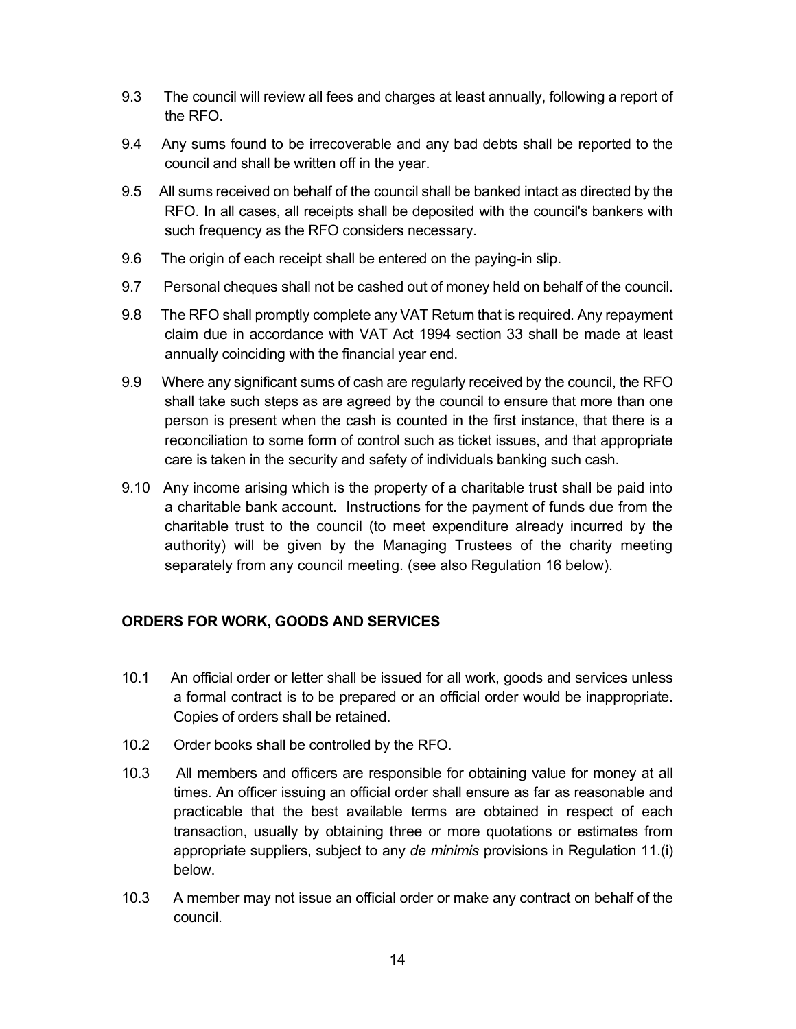9.3 The council will review all fees and charges at least annually, following a report of the RFO.

9.4 Any sums found to be irrecoverable and any bad debts shall be reported to the council and shall be written off in the year.

9.5 All sums received on behalf of the council shall be banked intact as directed by the RFO. In all cases, all receipts shall be deposited with the council's bankers with such frequency as the RFO considers necessary.

9.6 The origin of each receipt shall be entered on the paying-in slip.

9.7 Personal cheques shall not be cashed out of money held on behalf of the council.

9.8 The RFO shall promptly complete any VAT Return that is required. Any repayment claim due in accordance with VAT Act 1994 section 33 shall be made at least annually coinciding with the financial year end.

9.9 Where any significant sums of cash are regularly received by the council, the RFO shall take such steps as are agreed by the council to ensure that more than one person is present when the cash is counted in the first instance, that there is a reconciliation to some form of control such as ticket issues, and that appropriate care is taken in the security and safety of individuals banking such cash.

9.10 Any income arising which is the property of a charitable trust shall be paid into a charitable bank account. Instructions for the payment of funds due from the charitable trust to the council (to meet expenditure already incurred by the authority) will be given by the Managing Trustees of the charity meeting separately from any council meeting. (see also Regulation 16 below).

## ORDERS FOR WORK, GOODS AND SERVICES

10.1 An official order or letter shall be issued for all work, goods and services unless a formal contract is to be prepared or an official order would be inappropriate. Copies of orders shall be retained.

10.2 Order books shall be controlled by the RFO.

10.3 All members and officers are responsible for obtaining value for money at all times. An officer issuing an official order shall ensure as far as reasonable and practicable that the best available terms are obtained in respect of each transaction, usually by obtaining three or more quotations or estimates from appropriate suppliers, subject to any *de minimis* provisions in Regulation 11.(i) below.

10.3 A member may not issue an official order or make any contract on behalf of the council.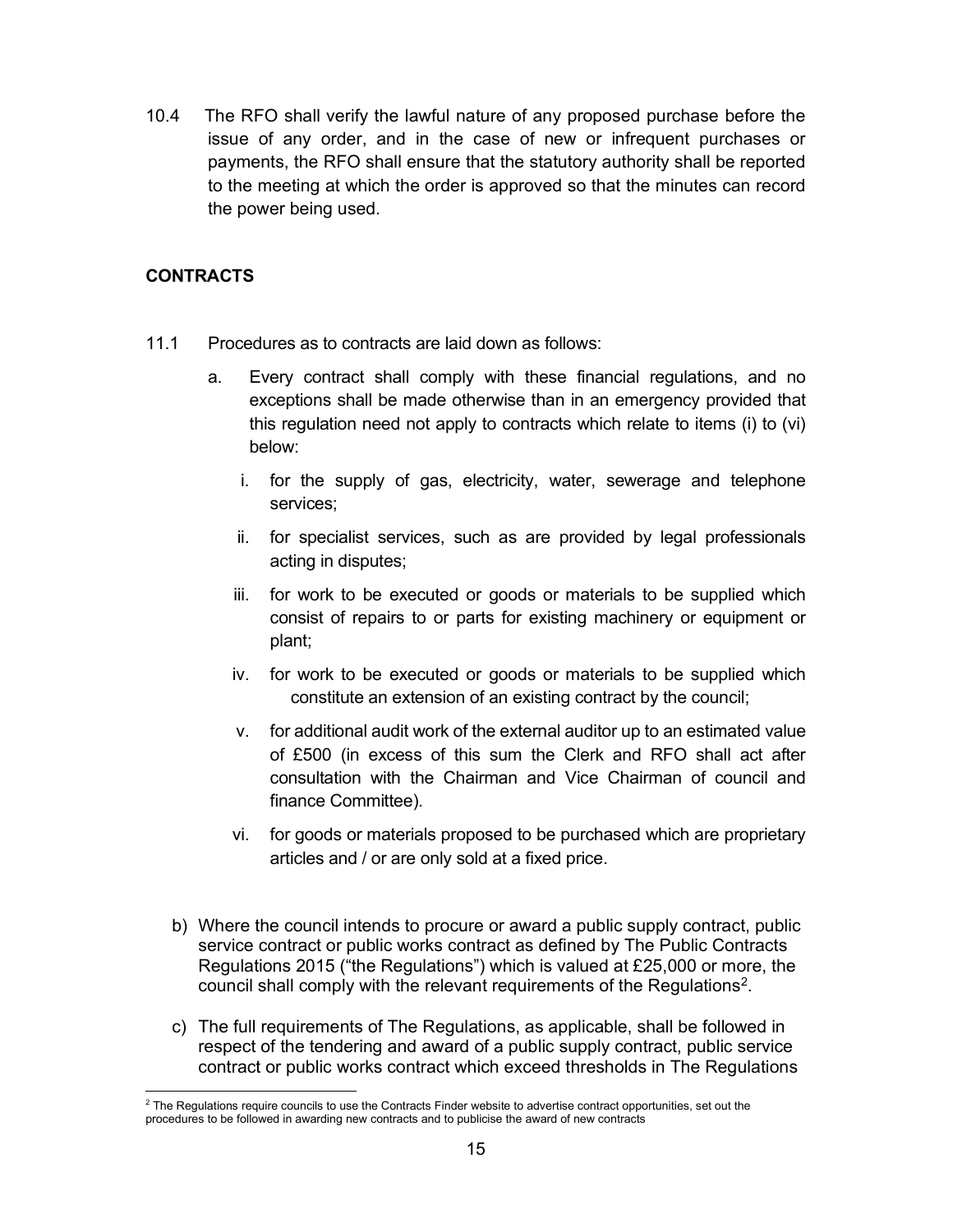10.4 The RFO shall verify the lawful nature of any proposed purchase before the issue of any order, and in the case of new or infrequent purchases or payments, the RFO shall ensure that the statutory authority shall be reported to the meeting at which the order is approved so that the minutes can record the power being used.

## CONTRACTS

11.1 Procedures as to contracts are laid down as follows:

a. Every contract shall comply with these financial regulations, and no exceptions shall be made otherwise than in an emergency provided that this regulation need not apply to contracts which relate to items (i) to (vi) below:

   i. for the supply of gas, electricity, water, sewerage and telephone services;

   ii. for specialist services, such as are provided by legal professionals acting in disputes;

   iii. for work to be executed or goods or materials to be supplied which consist of repairs to or parts for existing machinery or equipment or plant;

   iv. for work to be executed or goods or materials to be supplied which constitute an extension of an existing contract by the council;

   v. for additional audit work of the external auditor up to an estimated value of £500 (in excess of this sum the Clerk and RFO shall act after consultation with the Chairman and Vice Chairman of council and finance Committee).

   vi. for goods or materials proposed to be purchased which are proprietary articles and / or are only sold at a fixed price.

b) Where the council intends to procure or award a public supply contract, public service contract or public works contract as defined by The Public Contracts Regulations 2015 ("the Regulations") which is valued at £25,000 or more, the council shall comply with the relevant requirements of the Regulations[2].

c) The full requirements of The Regulations, as applicable, shall be followed in respect of the tendering and award of a public supply contract, public service contract or public works contract which exceed thresholds in The Regulations

[2] The Regulations require councils to use the Contracts Finder website to advertise contract opportunities, set out the procedures to be followed in awarding new contracts and to publicise the award of new contracts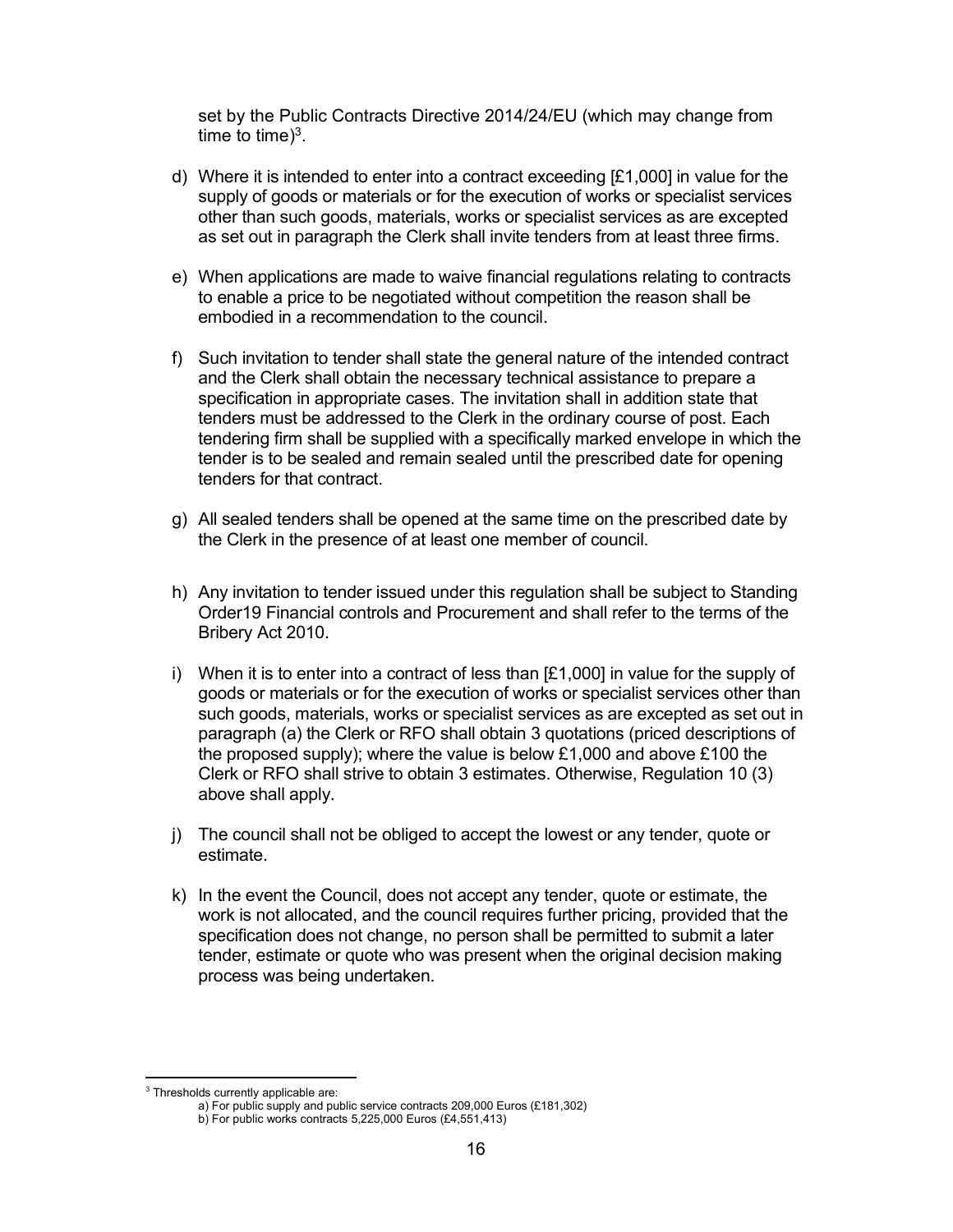set by the Public Contracts Directive 2014/24/EU (which may change from time to time)[3].

d) Where it is intended to enter into a contract exceeding [£1,000] in value for the supply of goods or materials or for the execution of works or specialist services other than such goods, materials, works or specialist services as are excepted as set out in paragraph the Clerk shall invite tenders from at least three firms.

e) When applications are made to waive financial regulations relating to contracts to enable a price to be negotiated without competition the reason shall be embodied in a recommendation to the council.

f) Such invitation to tender shall state the general nature of the intended contract and the Clerk shall obtain the necessary technical assistance to prepare a specification in appropriate cases. The invitation shall in addition state that tenders must be addressed to the Clerk in the ordinary course of post. Each tendering firm shall be supplied with a specifically marked envelope in which the tender is to be sealed and remain sealed until the prescribed date for opening tenders for that contract.

g) All sealed tenders shall be opened at the same time on the prescribed date by the Clerk in the presence of at least one member of council.

h) Any invitation to tender issued under this regulation shall be subject to Standing Order19 Financial controls and Procurement and shall refer to the terms of the Bribery Act 2010.

i) When it is to enter into a contract of less than [£1,000] in value for the supply of goods or materials or for the execution of works or specialist services other than such goods, materials, works or specialist services as are excepted as set out in paragraph (a) the Clerk or RFO shall obtain 3 quotations (priced descriptions of the proposed supply); where the value is below £1,000 and above £100 the Clerk or RFO shall strive to obtain 3 estimates. Otherwise, Regulation 10 (3) above shall apply.

j) The council shall not be obliged to accept the lowest or any tender, quote or estimate.

k) In the event the Council, does not accept any tender, quote or estimate, the work is not allocated, and the council requires further pricing, provided that the specification does not change, no person shall be permitted to submit a later tender, estimate or quote who was present when the original decision making process was being undertaken.

---

[3] Thresholds currently applicable are:
a) For public supply and public service contracts 209,000 Euros (£181,302)
b) For public works contracts 5,225,000 Euros (£4,551,413)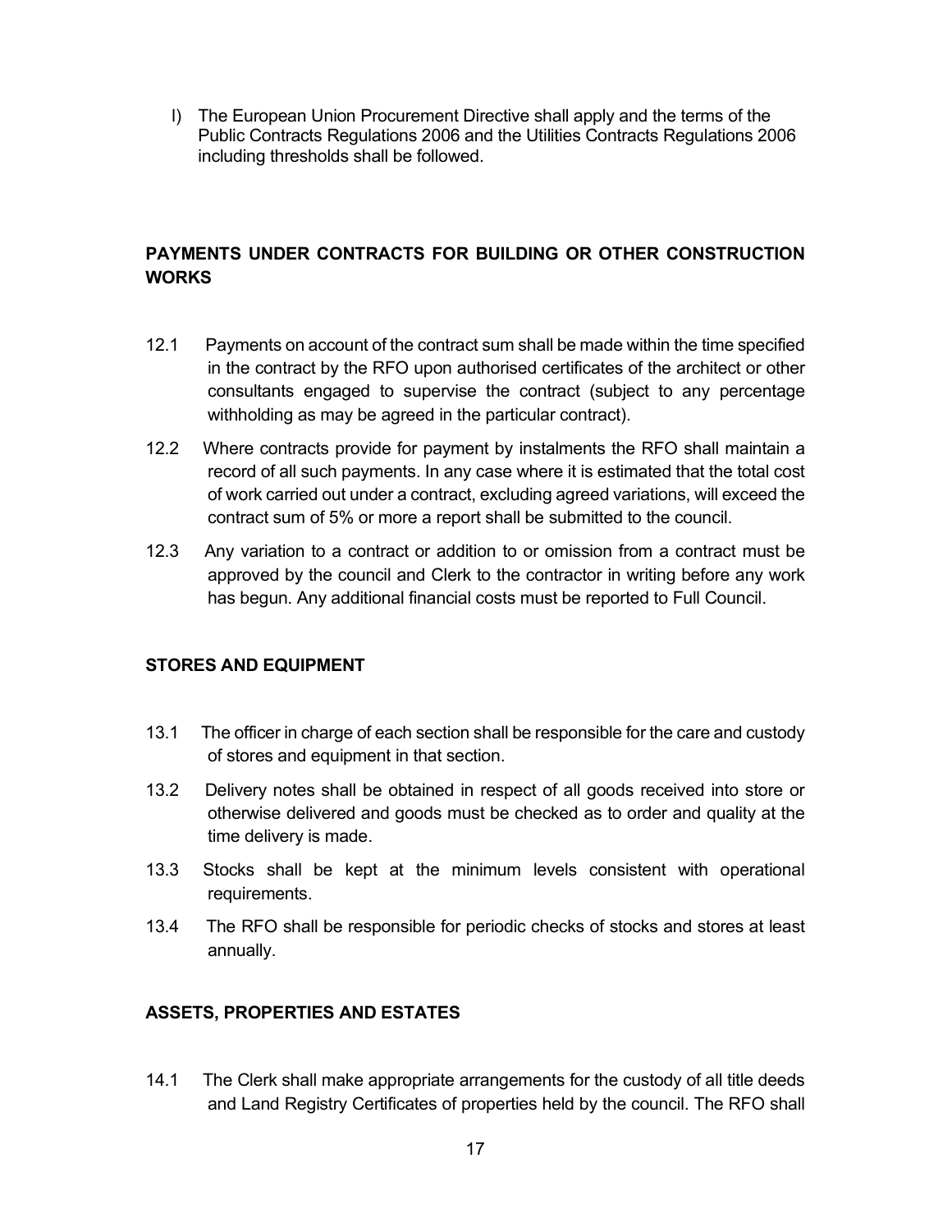l) The European Union Procurement Directive shall apply and the terms of the Public Contracts Regulations 2006 and the Utilities Contracts Regulations 2006 including thresholds shall be followed.

## PAYMENTS UNDER CONTRACTS FOR BUILDING OR OTHER CONSTRUCTION WORKS

12.1 Payments on account of the contract sum shall be made within the time specified in the contract by the RFO upon authorised certificates of the architect or other consultants engaged to supervise the contract (subject to any percentage withholding as may be agreed in the particular contract).

12.2 Where contracts provide for payment by instalments the RFO shall maintain a record of all such payments. In any case where it is estimated that the total cost of work carried out under a contract, excluding agreed variations, will exceed the contract sum of 5% or more a report shall be submitted to the council.

12.3 Any variation to a contract or addition to or omission from a contract must be approved by the council and Clerk to the contractor in writing before any work has begun. Any additional financial costs must be reported to Full Council.

## STORES AND EQUIPMENT

13.1 The officer in charge of each section shall be responsible for the care and custody of stores and equipment in that section.

13.2 Delivery notes shall be obtained in respect of all goods received into store or otherwise delivered and goods must be checked as to order and quality at the time delivery is made.

13.3 Stocks shall be kept at the minimum levels consistent with operational requirements.

13.4 The RFO shall be responsible for periodic checks of stocks and stores at least annually.

## ASSETS, PROPERTIES AND ESTATES

14.1 The Clerk shall make appropriate arrangements for the custody of all title deeds and Land Registry Certificates of properties held by the council. The RFO shall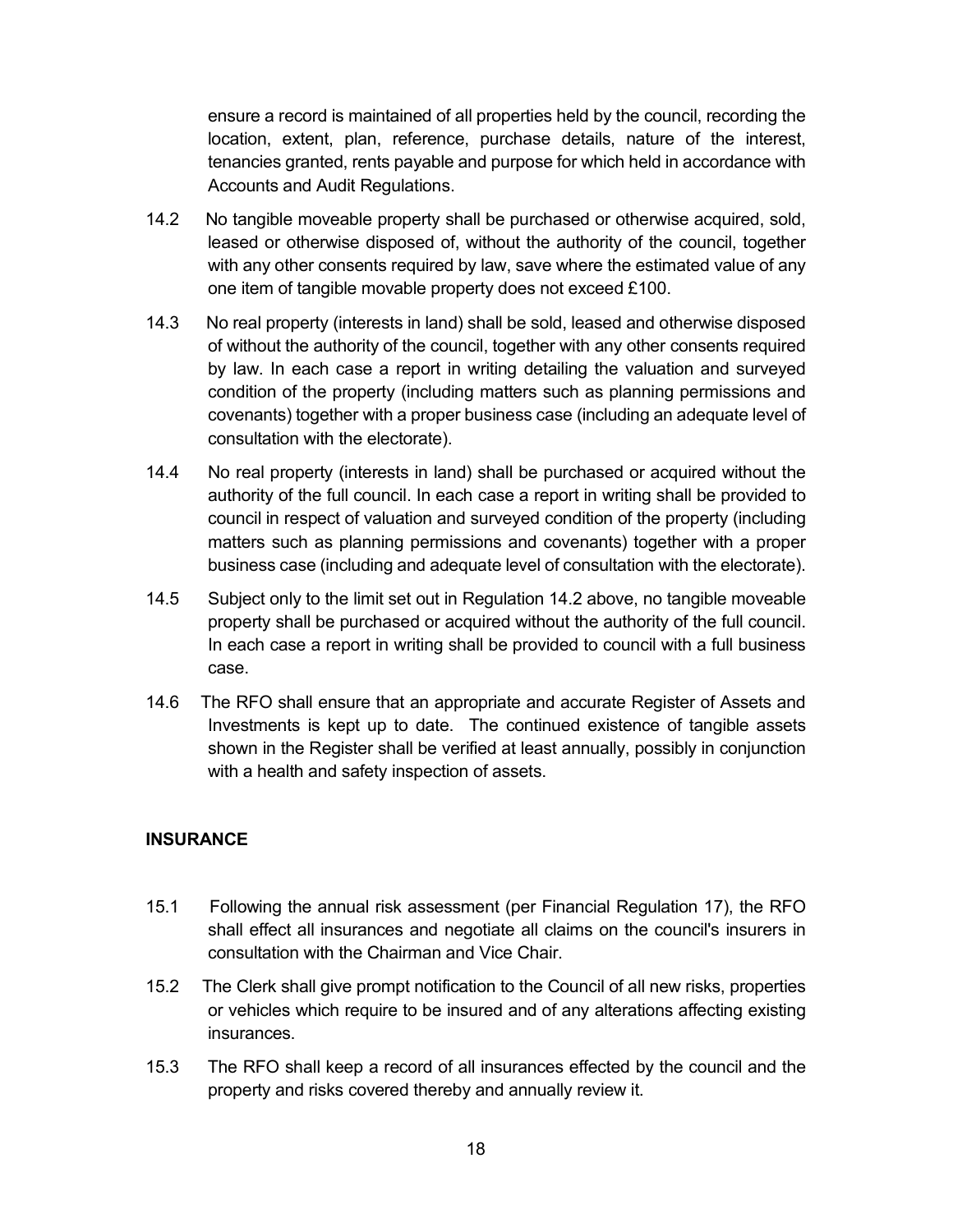ensure a record is maintained of all properties held by the council, recording the location, extent, plan, reference, purchase details, nature of the interest, tenancies granted, rents payable and purpose for which held in accordance with Accounts and Audit Regulations.

14.2 No tangible moveable property shall be purchased or otherwise acquired, sold, leased or otherwise disposed of, without the authority of the council, together with any other consents required by law, save where the estimated value of any one item of tangible movable property does not exceed £100.

14.3 No real property (interests in land) shall be sold, leased and otherwise disposed of without the authority of the council, together with any other consents required by law. In each case a report in writing detailing the valuation and surveyed condition of the property (including matters such as planning permissions and covenants) together with a proper business case (including an adequate level of consultation with the electorate).

14.4 No real property (interests in land) shall be purchased or acquired without the authority of the full council. In each case a report in writing shall be provided to council in respect of valuation and surveyed condition of the property (including matters such as planning permissions and covenants) together with a proper business case (including and adequate level of consultation with the electorate).

14.5 Subject only to the limit set out in Regulation 14.2 above, no tangible moveable property shall be purchased or acquired without the authority of the full council. In each case a report in writing shall be provided to council with a full business case.

14.6 The RFO shall ensure that an appropriate and accurate Register of Assets and Investments is kept up to date. The continued existence of tangible assets shown in the Register shall be verified at least annually, possibly in conjunction with a health and safety inspection of assets.

## INSURANCE

15.1 Following the annual risk assessment (per Financial Regulation 17), the RFO shall effect all insurances and negotiate all claims on the council's insurers in consultation with the Chairman and Vice Chair.

15.2 The Clerk shall give prompt notification to the Council of all new risks, properties or vehicles which require to be insured and of any alterations affecting existing insurances.

15.3 The RFO shall keep a record of all insurances effected by the council and the property and risks covered thereby and annually review it.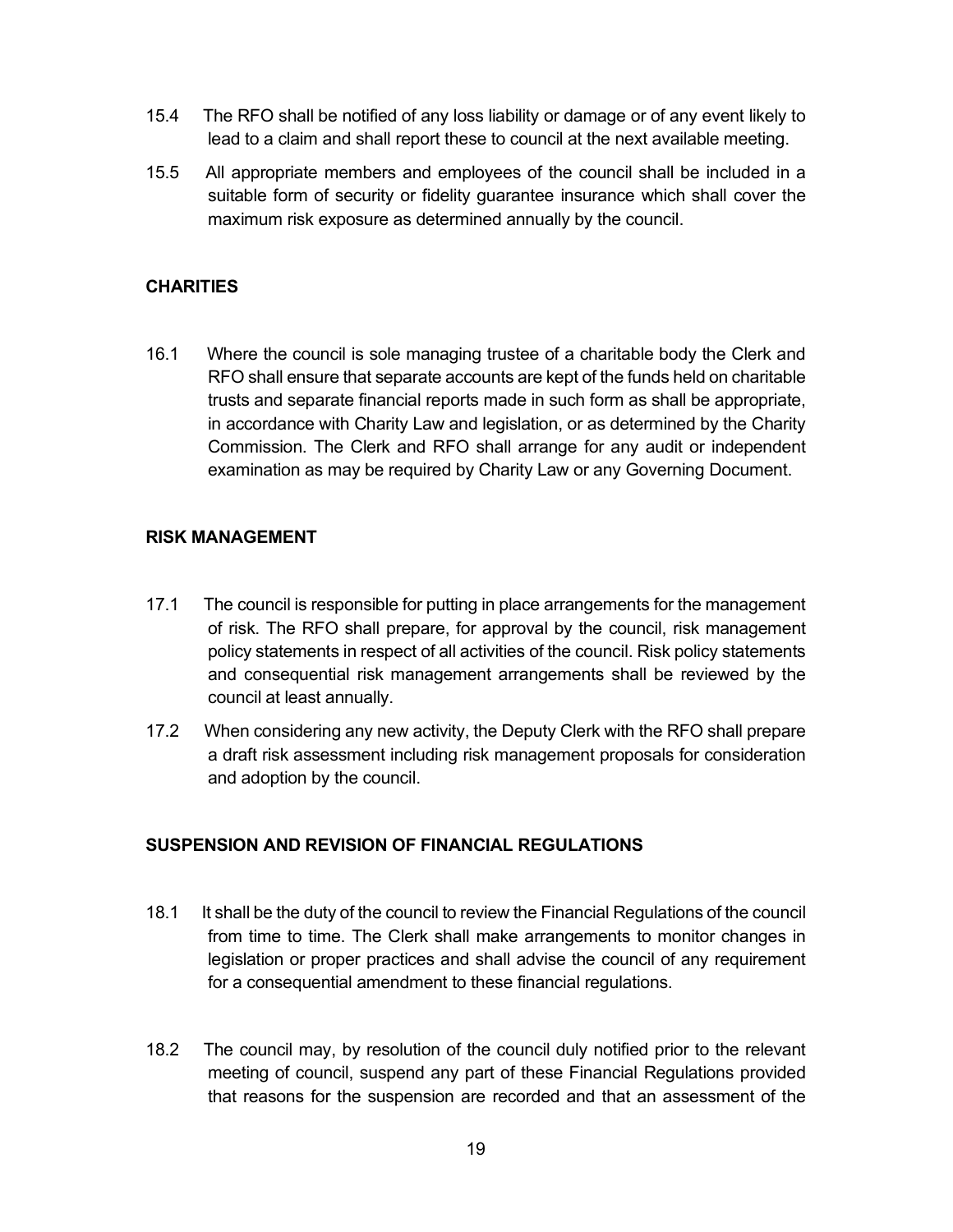15.4 The RFO shall be notified of any loss liability or damage or of any event likely to lead to a claim and shall report these to council at the next available meeting.

15.5 All appropriate members and employees of the council shall be included in a suitable form of security or fidelity guarantee insurance which shall cover the maximum risk exposure as determined annually by the council.

## CHARITIES

16.1 Where the council is sole managing trustee of a charitable body the Clerk and RFO shall ensure that separate accounts are kept of the funds held on charitable trusts and separate financial reports made in such form as shall be appropriate, in accordance with Charity Law and legislation, or as determined by the Charity Commission. The Clerk and RFO shall arrange for any audit or independent examination as may be required by Charity Law or any Governing Document.

## RISK MANAGEMENT

17.1 The council is responsible for putting in place arrangements for the management of risk. The RFO shall prepare, for approval by the council, risk management policy statements in respect of all activities of the council. Risk policy statements and consequential risk management arrangements shall be reviewed by the council at least annually.

17.2 When considering any new activity, the Deputy Clerk with the RFO shall prepare a draft risk assessment including risk management proposals for consideration and adoption by the council.

## SUSPENSION AND REVISION OF FINANCIAL REGULATIONS

18.1 It shall be the duty of the council to review the Financial Regulations of the council from time to time. The Clerk shall make arrangements to monitor changes in legislation or proper practices and shall advise the council of any requirement for a consequential amendment to these financial regulations.

18.2 The council may, by resolution of the council duly notified prior to the relevant meeting of council, suspend any part of these Financial Regulations provided that reasons for the suspension are recorded and that an assessment of the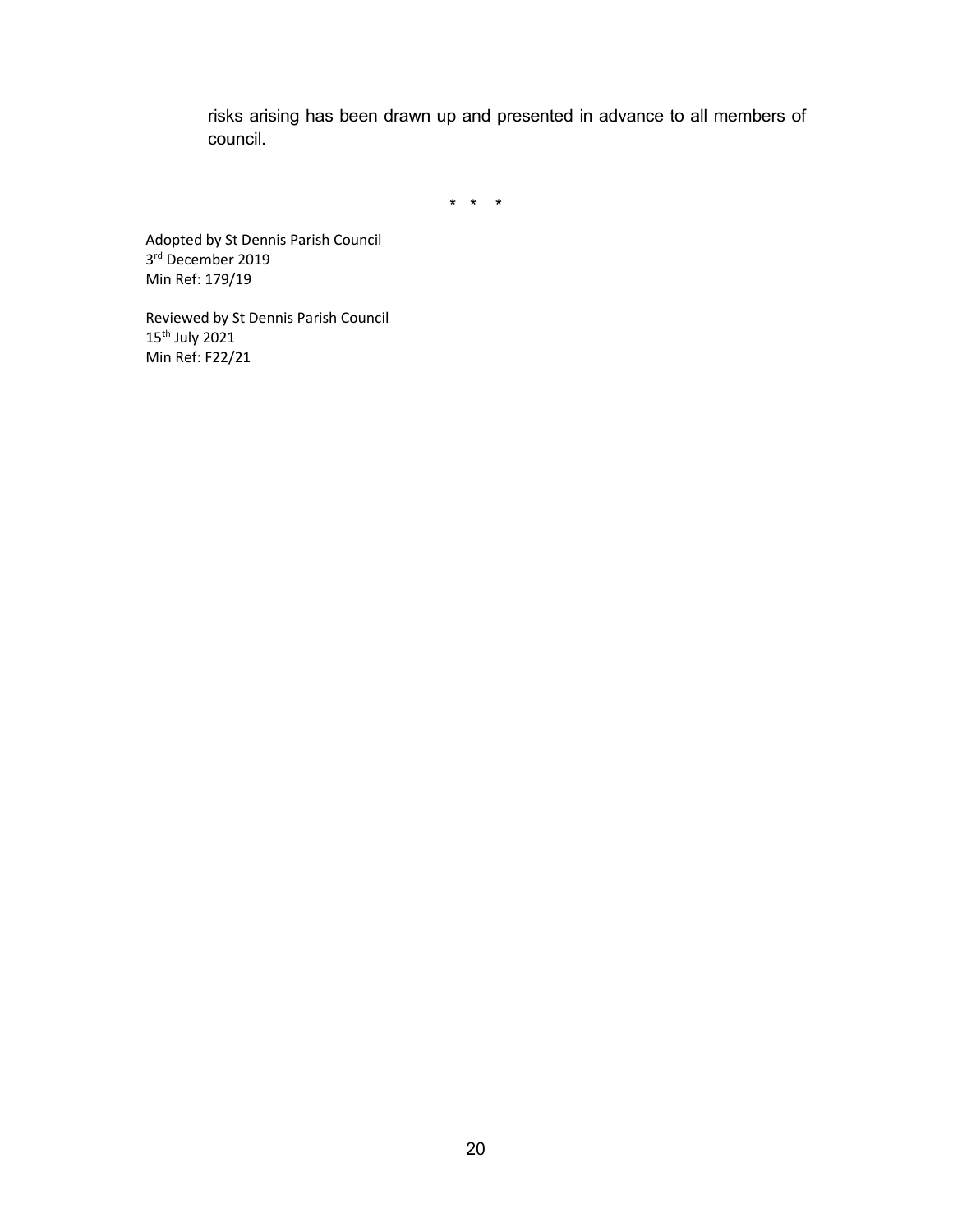risks arising has been drawn up and presented in advance to all members of council.

\* \* \*

Adopted by St Dennis Parish Council
3rd December 2019
Min Ref: 179/19

Reviewed by St Dennis Parish Council
15th July 2021
Min Ref: F22/21